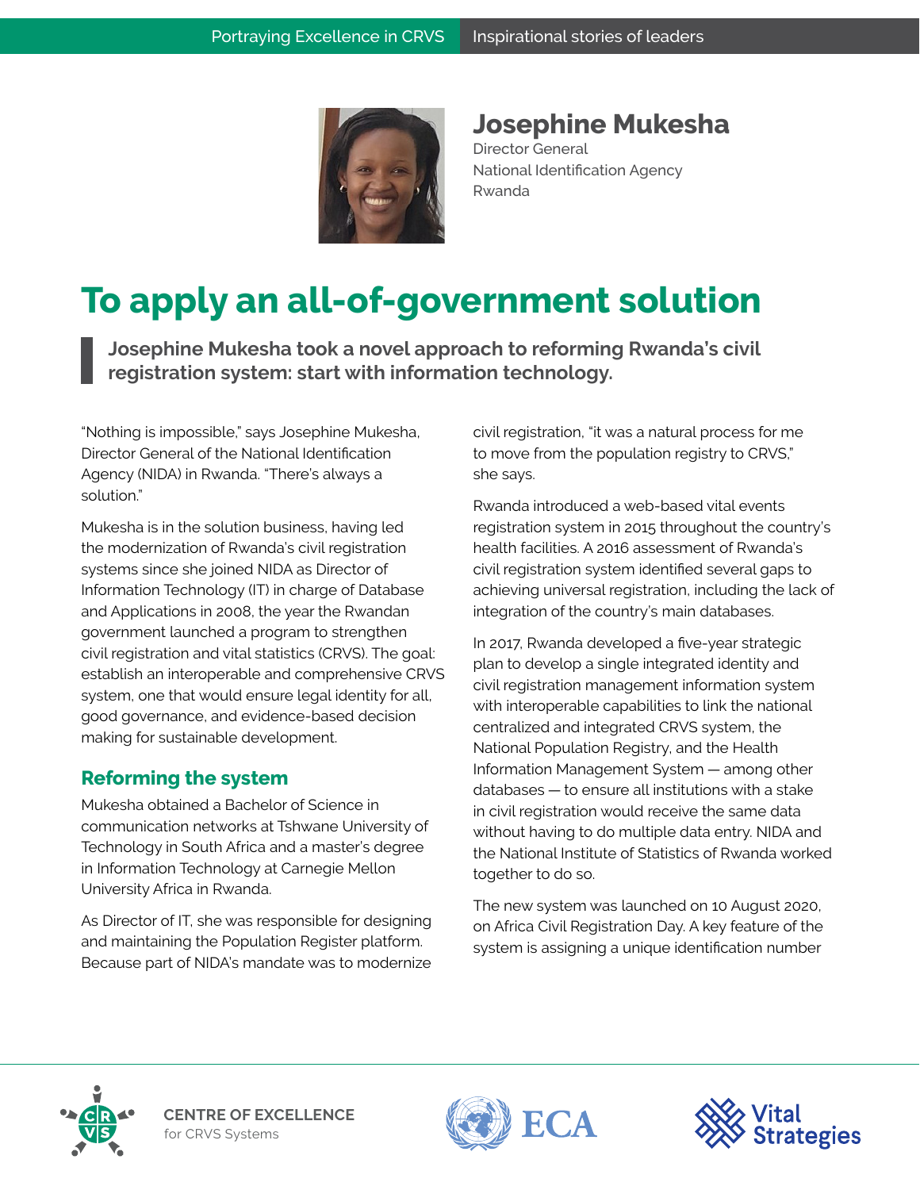**Josephine Mukesha**
Director General
National Identification Agency
Rwanda

# To apply an all-of-government solution

> **Josephine Mukesha took a novel approach to reforming Rwanda's civil registration system: start with information technology.**

"Nothing is impossible," says Josephine Mukesha, Director General of the National Identification Agency (NIDA) in Rwanda. "There's always a solution."

Mukesha is in the solution business, having led the modernization of Rwanda's civil registration systems since she joined NIDA as Director of Information Technology (IT) in charge of Database and Applications in 2008, the year the Rwandan government launched a program to strengthen civil registration and vital statistics (CRVS). The goal: establish an interoperable and comprehensive CRVS system, one that would ensure legal identity for all, good governance, and evidence-based decision making for sustainable development.

## Reforming the system

Mukesha obtained a Bachelor of Science in communication networks at Tshwane University of Technology in South Africa and a master's degree in Information Technology at Carnegie Mellon University Africa in Rwanda.

As Director of IT, she was responsible for designing and maintaining the Population Register platform. Because part of NIDA's mandate was to modernize civil registration, "it was a natural process for me to move from the population registry to CRVS," she says.

Rwanda introduced a web-based vital events registration system in 2015 throughout the country's health facilities. A 2016 assessment of Rwanda's civil registration system identified several gaps to achieving universal registration, including the lack of integration of the country's main databases.

In 2017, Rwanda developed a five-year strategic plan to develop a single integrated identity and civil registration management information system with interoperable capabilities to link the national centralized and integrated CRVS system, the National Population Registry, and the Health Information Management System — among other databases — to ensure all institutions with a stake in civil registration would receive the same data without having to do multiple data entry. NIDA and the National Institute of Statistics of Rwanda worked together to do so.

The new system was launched on 10 August 2020, on Africa Civil Registration Day. A key feature of the system is assigning a unique identification number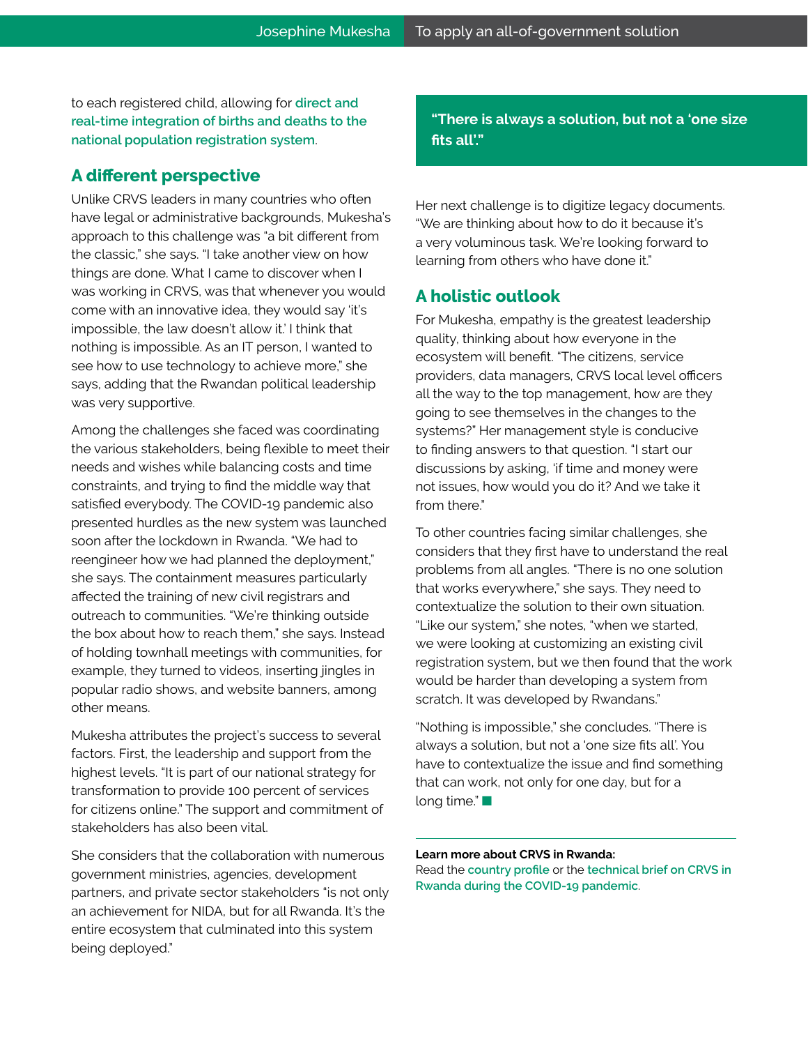to each registered child, allowing for direct and real-time integration of births and deaths to the national population registration system.

## A different perspective

Unlike CRVS leaders in many countries who often have legal or administrative backgrounds, Mukesha's approach to this challenge was "a bit different from the classic," she says. "I take another view on how things are done. What I came to discover when I was working in CRVS, was that whenever you would come with an innovative idea, they would say 'it's impossible, the law doesn't allow it.' I think that nothing is impossible. As an IT person, I wanted to see how to use technology to achieve more," she says, adding that the Rwandan political leadership was very supportive.

Among the challenges she faced was coordinating the various stakeholders, being flexible to meet their needs and wishes while balancing costs and time constraints, and trying to find the middle way that satisfied everybody. The COVID-19 pandemic also presented hurdles as the new system was launched soon after the lockdown in Rwanda. "We had to reengineer how we had planned the deployment," she says. The containment measures particularly affected the training of new civil registrars and outreach to communities. "We're thinking outside the box about how to reach them," she says. Instead of holding townhall meetings with communities, for example, they turned to videos, inserting jingles in popular radio shows, and website banners, among other means.

Mukesha attributes the project's success to several factors. First, the leadership and support from the highest levels. "It is part of our national strategy for transformation to provide 100 percent of services for citizens online." The support and commitment of stakeholders has also been vital.

She considers that the collaboration with numerous government ministries, agencies, development partners, and private sector stakeholders "is not only an achievement for NIDA, but for all Rwanda. It's the entire ecosystem that culminated into this system being deployed."

> **"There is always a solution, but not a 'one size fits all'."**

Her next challenge is to digitize legacy documents. "We are thinking about how to do it because it's a very voluminous task. We're looking forward to learning from others who have done it."

## A holistic outlook

For Mukesha, empathy is the greatest leadership quality, thinking about how everyone in the ecosystem will benefit. "The citizens, service providers, data managers, CRVS local level officers all the way to the top management, how are they going to see themselves in the changes to the systems?" Her management style is conducive to finding answers to that question. "I start our discussions by asking, 'if time and money were not issues, how would you do it? And we take it from there."

To other countries facing similar challenges, she considers that they first have to understand the real problems from all angles. "There is no one solution that works everywhere," she says. They need to contextualize the solution to their own situation. "Like our system," she notes, "when we started, we were looking at customizing an existing civil registration system, but we then found that the work would be harder than developing a system from scratch. It was developed by Rwandans."

"Nothing is impossible," she concludes. "There is always a solution, but not a 'one size fits all'. You have to contextualize the issue and find something that can work, not only for one day, but for a long time." ■

---

**Learn more about CRVS in Rwanda:**
Read the country profile or the technical brief on CRVS in Rwanda during the COVID-19 pandemic.